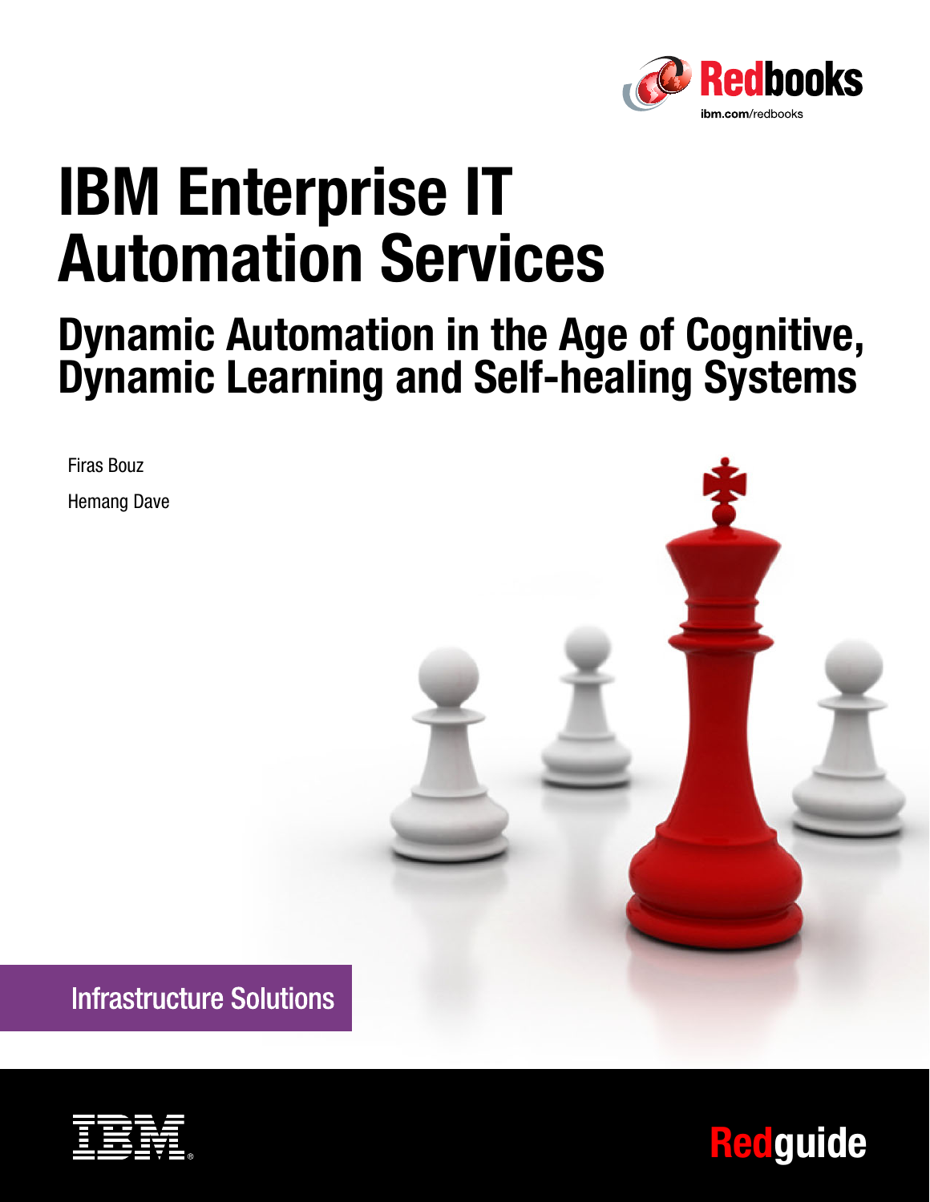Redbooks

ibm.com/redbooks

# IBM Enterprise IT Automation Services

## Dynamic Automation in the Age of Cognitive, Dynamic Learning and Self-healing Systems

Firas Bouz

Hemang Dave

Infrastructure Solutions

Redguide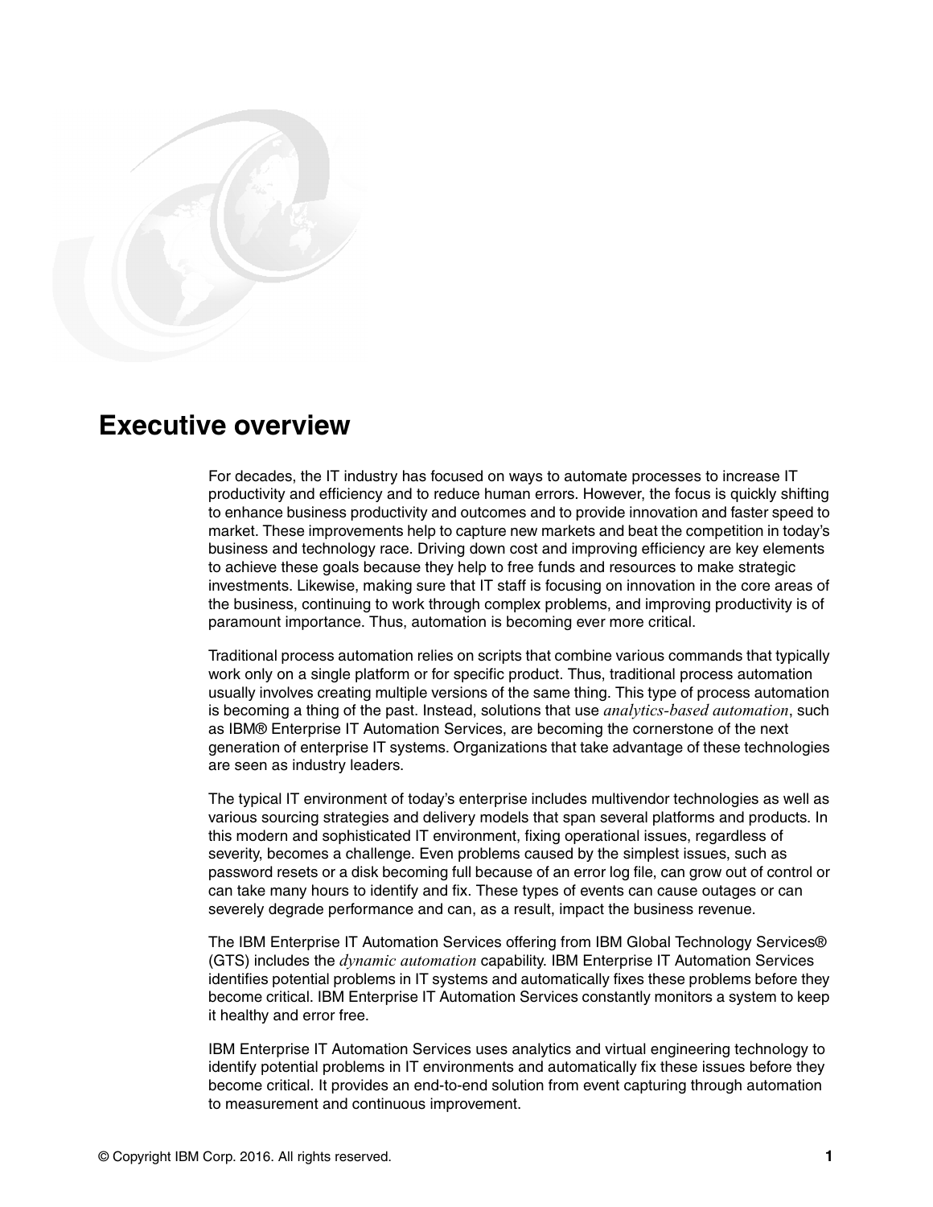# Executive overview

For decades, the IT industry has focused on ways to automate processes to increase IT productivity and efficiency and to reduce human errors. However, the focus is quickly shifting to enhance business productivity and outcomes and to provide innovation and faster speed to market. These improvements help to capture new markets and beat the competition in today's business and technology race. Driving down cost and improving efficiency are key elements to achieve these goals because they help to free funds and resources to make strategic investments. Likewise, making sure that IT staff is focusing on innovation in the core areas of the business, continuing to work through complex problems, and improving productivity is of paramount importance. Thus, automation is becoming ever more critical.

Traditional process automation relies on scripts that combine various commands that typically work only on a single platform or for specific product. Thus, traditional process automation usually involves creating multiple versions of the same thing. This type of process automation is becoming a thing of the past. Instead, solutions that use *analytics-based automation*, such as IBM® Enterprise IT Automation Services, are becoming the cornerstone of the next generation of enterprise IT systems. Organizations that take advantage of these technologies are seen as industry leaders.

The typical IT environment of today's enterprise includes multivendor technologies as well as various sourcing strategies and delivery models that span several platforms and products. In this modern and sophisticated IT environment, fixing operational issues, regardless of severity, becomes a challenge. Even problems caused by the simplest issues, such as password resets or a disk becoming full because of an error log file, can grow out of control or can take many hours to identify and fix. These types of events can cause outages or can severely degrade performance and can, as a result, impact the business revenue.

The IBM Enterprise IT Automation Services offering from IBM Global Technology Services® (GTS) includes the *dynamic automation* capability. IBM Enterprise IT Automation Services identifies potential problems in IT systems and automatically fixes these problems before they become critical. IBM Enterprise IT Automation Services constantly monitors a system to keep it healthy and error free.

IBM Enterprise IT Automation Services uses analytics and virtual engineering technology to identify potential problems in IT environments and automatically fix these issues before they become critical. It provides an end-to-end solution from event capturing through automation to measurement and continuous improvement.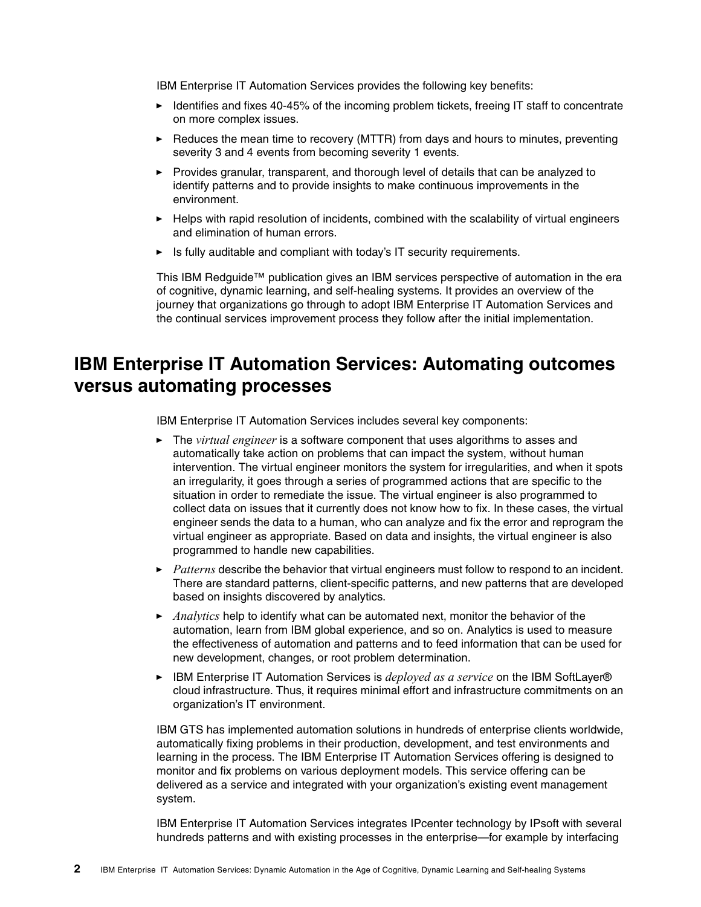IBM Enterprise IT Automation Services provides the following key benefits:

- Identifies and fixes 40-45% of the incoming problem tickets, freeing IT staff to concentrate on more complex issues.
- Reduces the mean time to recovery (MTTR) from days and hours to minutes, preventing severity 3 and 4 events from becoming severity 1 events.
- Provides granular, transparent, and thorough level of details that can be analyzed to identify patterns and to provide insights to make continuous improvements in the environment.
- Helps with rapid resolution of incidents, combined with the scalability of virtual engineers and elimination of human errors.
- Is fully auditable and compliant with today's IT security requirements.

This IBM Redguide™ publication gives an IBM services perspective of automation in the era of cognitive, dynamic learning, and self-healing systems. It provides an overview of the journey that organizations go through to adopt IBM Enterprise IT Automation Services and the continual services improvement process they follow after the initial implementation.

## IBM Enterprise IT Automation Services: Automating outcomes versus automating processes

IBM Enterprise IT Automation Services includes several key components:

- The *virtual engineer* is a software component that uses algorithms to asses and automatically take action on problems that can impact the system, without human intervention. The virtual engineer monitors the system for irregularities, and when it spots an irregularity, it goes through a series of programmed actions that are specific to the situation in order to remediate the issue. The virtual engineer is also programmed to collect data on issues that it currently does not know how to fix. In these cases, the virtual engineer sends the data to a human, who can analyze and fix the error and reprogram the virtual engineer as appropriate. Based on data and insights, the virtual engineer is also programmed to handle new capabilities.
- *Patterns* describe the behavior that virtual engineers must follow to respond to an incident. There are standard patterns, client-specific patterns, and new patterns that are developed based on insights discovered by analytics.
- *Analytics* help to identify what can be automated next, monitor the behavior of the automation, learn from IBM global experience, and so on. Analytics is used to measure the effectiveness of automation and patterns and to feed information that can be used for new development, changes, or root problem determination.
- IBM Enterprise IT Automation Services is *deployed as a service* on the IBM SoftLayer® cloud infrastructure. Thus, it requires minimal effort and infrastructure commitments on an organization's IT environment.

IBM GTS has implemented automation solutions in hundreds of enterprise clients worldwide, automatically fixing problems in their production, development, and test environments and learning in the process. The IBM Enterprise IT Automation Services offering is designed to monitor and fix problems on various deployment models. This service offering can be delivered as a service and integrated with your organization's existing event management system.

IBM Enterprise IT Automation Services integrates IPcenter technology by IPsoft with several hundreds patterns and with existing processes in the enterprise—for example by interfacing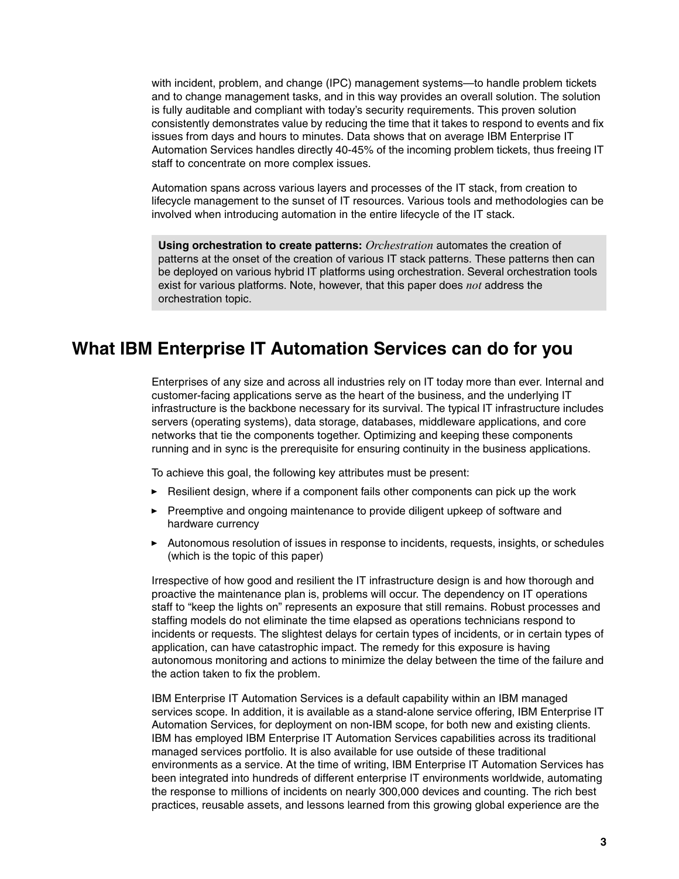with incident, problem, and change (IPC) management systems—to handle problem tickets and to change management tasks, and in this way provides an overall solution. The solution is fully auditable and compliant with today's security requirements. This proven solution consistently demonstrates value by reducing the time that it takes to respond to events and fix issues from days and hours to minutes. Data shows that on average IBM Enterprise IT Automation Services handles directly 40-45% of the incoming problem tickets, thus freeing IT staff to concentrate on more complex issues.

Automation spans across various layers and processes of the IT stack, from creation to lifecycle management to the sunset of IT resources. Various tools and methodologies can be involved when introducing automation in the entire lifecycle of the IT stack.

> **Using orchestration to create patterns:** *Orchestration* automates the creation of patterns at the onset of the creation of various IT stack patterns. These patterns then can be deployed on various hybrid IT platforms using orchestration. Several orchestration tools exist for various platforms. Note, however, that this paper does *not* address the orchestration topic.

## What IBM Enterprise IT Automation Services can do for you

Enterprises of any size and across all industries rely on IT today more than ever. Internal and customer-facing applications serve as the heart of the business, and the underlying IT infrastructure is the backbone necessary for its survival. The typical IT infrastructure includes servers (operating systems), data storage, databases, middleware applications, and core networks that tie the components together. Optimizing and keeping these components running and in sync is the prerequisite for ensuring continuity in the business applications.

To achieve this goal, the following key attributes must be present:

- Resilient design, where if a component fails other components can pick up the work
- Preemptive and ongoing maintenance to provide diligent upkeep of software and hardware currency
- Autonomous resolution of issues in response to incidents, requests, insights, or schedules (which is the topic of this paper)

Irrespective of how good and resilient the IT infrastructure design is and how thorough and proactive the maintenance plan is, problems will occur. The dependency on IT operations staff to "keep the lights on" represents an exposure that still remains. Robust processes and staffing models do not eliminate the time elapsed as operations technicians respond to incidents or requests. The slightest delays for certain types of incidents, or in certain types of application, can have catastrophic impact. The remedy for this exposure is having autonomous monitoring and actions to minimize the delay between the time of the failure and the action taken to fix the problem.

IBM Enterprise IT Automation Services is a default capability within an IBM managed services scope. In addition, it is available as a stand-alone service offering, IBM Enterprise IT Automation Services, for deployment on non-IBM scope, for both new and existing clients. IBM has employed IBM Enterprise IT Automation Services capabilities across its traditional managed services portfolio. It is also available for use outside of these traditional environments as a service. At the time of writing, IBM Enterprise IT Automation Services has been integrated into hundreds of different enterprise IT environments worldwide, automating the response to millions of incidents on nearly 300,000 devices and counting. The rich best practices, reusable assets, and lessons learned from this growing global experience are the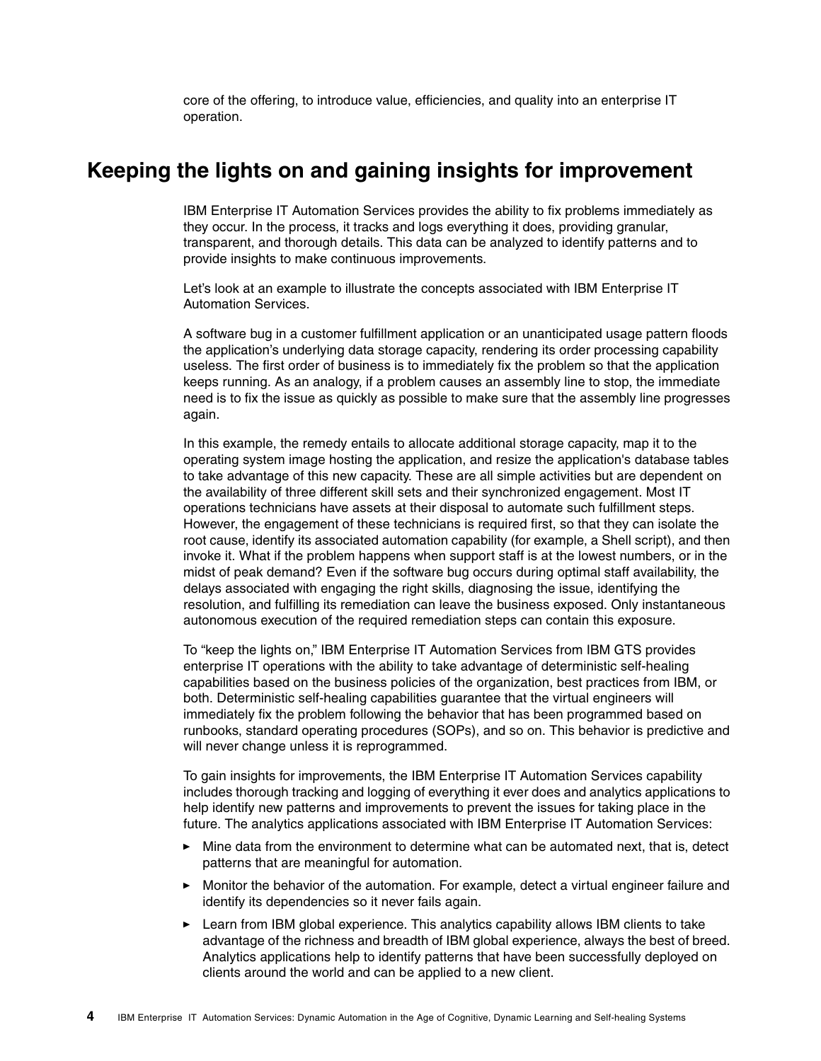core of the offering, to introduce value, efficiencies, and quality into an enterprise IT operation.

## Keeping the lights on and gaining insights for improvement

IBM Enterprise IT Automation Services provides the ability to fix problems immediately as they occur. In the process, it tracks and logs everything it does, providing granular, transparent, and thorough details. This data can be analyzed to identify patterns and to provide insights to make continuous improvements.

Let's look at an example to illustrate the concepts associated with IBM Enterprise IT Automation Services.

A software bug in a customer fulfillment application or an unanticipated usage pattern floods the application's underlying data storage capacity, rendering its order processing capability useless. The first order of business is to immediately fix the problem so that the application keeps running. As an analogy, if a problem causes an assembly line to stop, the immediate need is to fix the issue as quickly as possible to make sure that the assembly line progresses again.

In this example, the remedy entails to allocate additional storage capacity, map it to the operating system image hosting the application, and resize the application's database tables to take advantage of this new capacity. These are all simple activities but are dependent on the availability of three different skill sets and their synchronized engagement. Most IT operations technicians have assets at their disposal to automate such fulfillment steps. However, the engagement of these technicians is required first, so that they can isolate the root cause, identify its associated automation capability (for example, a Shell script), and then invoke it. What if the problem happens when support staff is at the lowest numbers, or in the midst of peak demand? Even if the software bug occurs during optimal staff availability, the delays associated with engaging the right skills, diagnosing the issue, identifying the resolution, and fulfilling its remediation can leave the business exposed. Only instantaneous autonomous execution of the required remediation steps can contain this exposure.

To "keep the lights on," IBM Enterprise IT Automation Services from IBM GTS provides enterprise IT operations with the ability to take advantage of deterministic self-healing capabilities based on the business policies of the organization, best practices from IBM, or both. Deterministic self-healing capabilities guarantee that the virtual engineers will immediately fix the problem following the behavior that has been programmed based on runbooks, standard operating procedures (SOPs), and so on. This behavior is predictive and will never change unless it is reprogrammed.

To gain insights for improvements, the IBM Enterprise IT Automation Services capability includes thorough tracking and logging of everything it ever does and analytics applications to help identify new patterns and improvements to prevent the issues for taking place in the future. The analytics applications associated with IBM Enterprise IT Automation Services:

- Mine data from the environment to determine what can be automated next, that is, detect patterns that are meaningful for automation.
- Monitor the behavior of the automation. For example, detect a virtual engineer failure and identify its dependencies so it never fails again.
- Learn from IBM global experience. This analytics capability allows IBM clients to take advantage of the richness and breadth of IBM global experience, always the best of breed. Analytics applications help to identify patterns that have been successfully deployed on clients around the world and can be applied to a new client.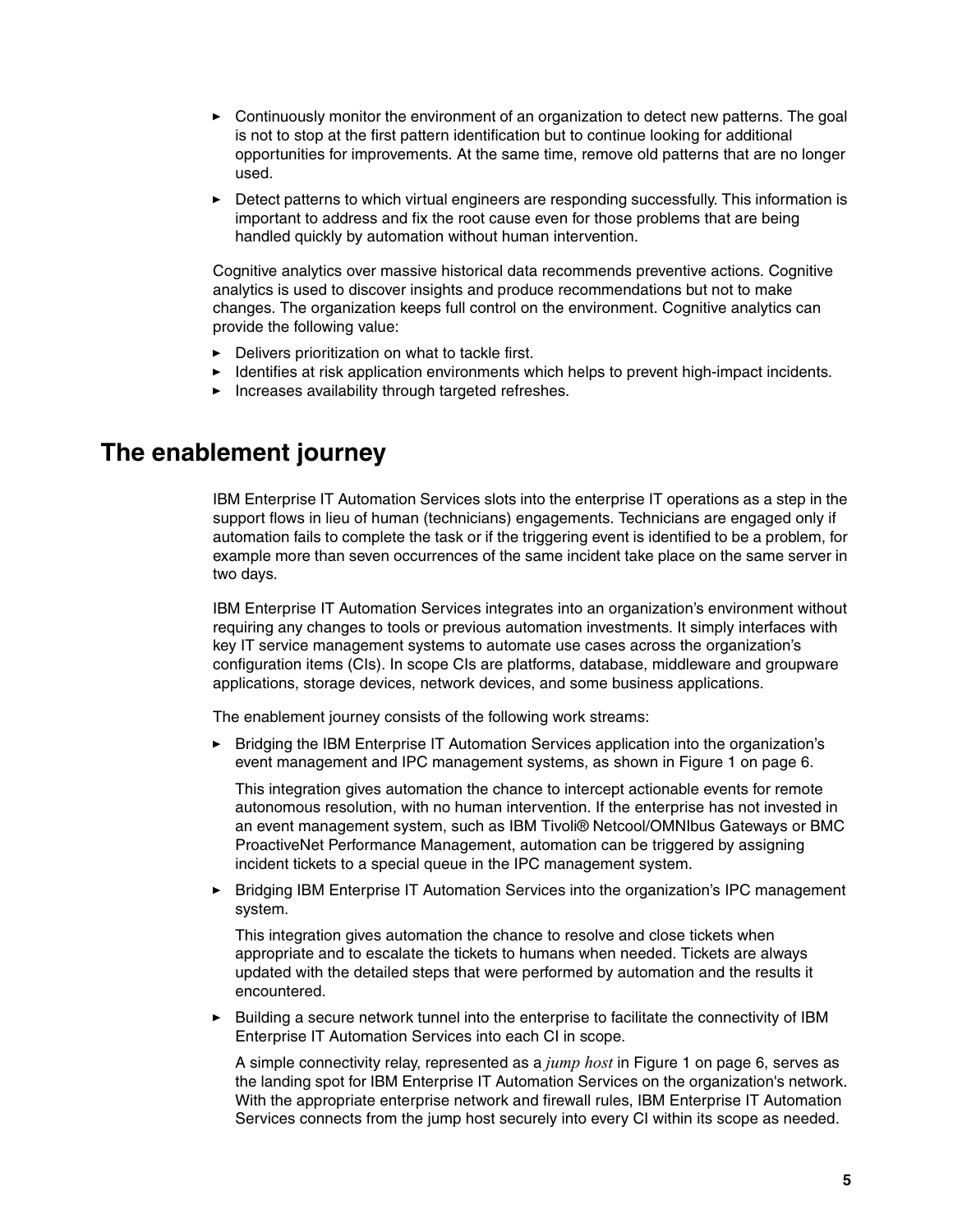- Continuously monitor the environment of an organization to detect new patterns. The goal is not to stop at the first pattern identification but to continue looking for additional opportunities for improvements. At the same time, remove old patterns that are no longer used.
- Detect patterns to which virtual engineers are responding successfully. This information is important to address and fix the root cause even for those problems that are being handled quickly by automation without human intervention.

Cognitive analytics over massive historical data recommends preventive actions. Cognitive analytics is used to discover insights and produce recommendations but not to make changes. The organization keeps full control on the environment. Cognitive analytics can provide the following value:

- Delivers prioritization on what to tackle first.
- Identifies at risk application environments which helps to prevent high-impact incidents.
- Increases availability through targeted refreshes.

## The enablement journey

IBM Enterprise IT Automation Services slots into the enterprise IT operations as a step in the support flows in lieu of human (technicians) engagements. Technicians are engaged only if automation fails to complete the task or if the triggering event is identified to be a problem, for example more than seven occurrences of the same incident take place on the same server in two days.

IBM Enterprise IT Automation Services integrates into an organization's environment without requiring any changes to tools or previous automation investments. It simply interfaces with key IT service management systems to automate use cases across the organization's configuration items (CIs). In scope CIs are platforms, database, middleware and groupware applications, storage devices, network devices, and some business applications.

The enablement journey consists of the following work streams:

- Bridging the IBM Enterprise IT Automation Services application into the organization's event management and IPC management systems, as shown in Figure 1 on page 6.

  This integration gives automation the chance to intercept actionable events for remote autonomous resolution, with no human intervention. If the enterprise has not invested in an event management system, such as IBM Tivoli® Netcool/OMNIbus Gateways or BMC ProactiveNet Performance Management, automation can be triggered by assigning incident tickets to a special queue in the IPC management system.

- Bridging IBM Enterprise IT Automation Services into the organization's IPC management system.

  This integration gives automation the chance to resolve and close tickets when appropriate and to escalate the tickets to humans when needed. Tickets are always updated with the detailed steps that were performed by automation and the results it encountered.

- Building a secure network tunnel into the enterprise to facilitate the connectivity of IBM Enterprise IT Automation Services into each CI in scope.

  A simple connectivity relay, represented as a *jump host* in Figure 1 on page 6, serves as the landing spot for IBM Enterprise IT Automation Services on the organization's network. With the appropriate enterprise network and firewall rules, IBM Enterprise IT Automation Services connects from the jump host securely into every CI within its scope as needed.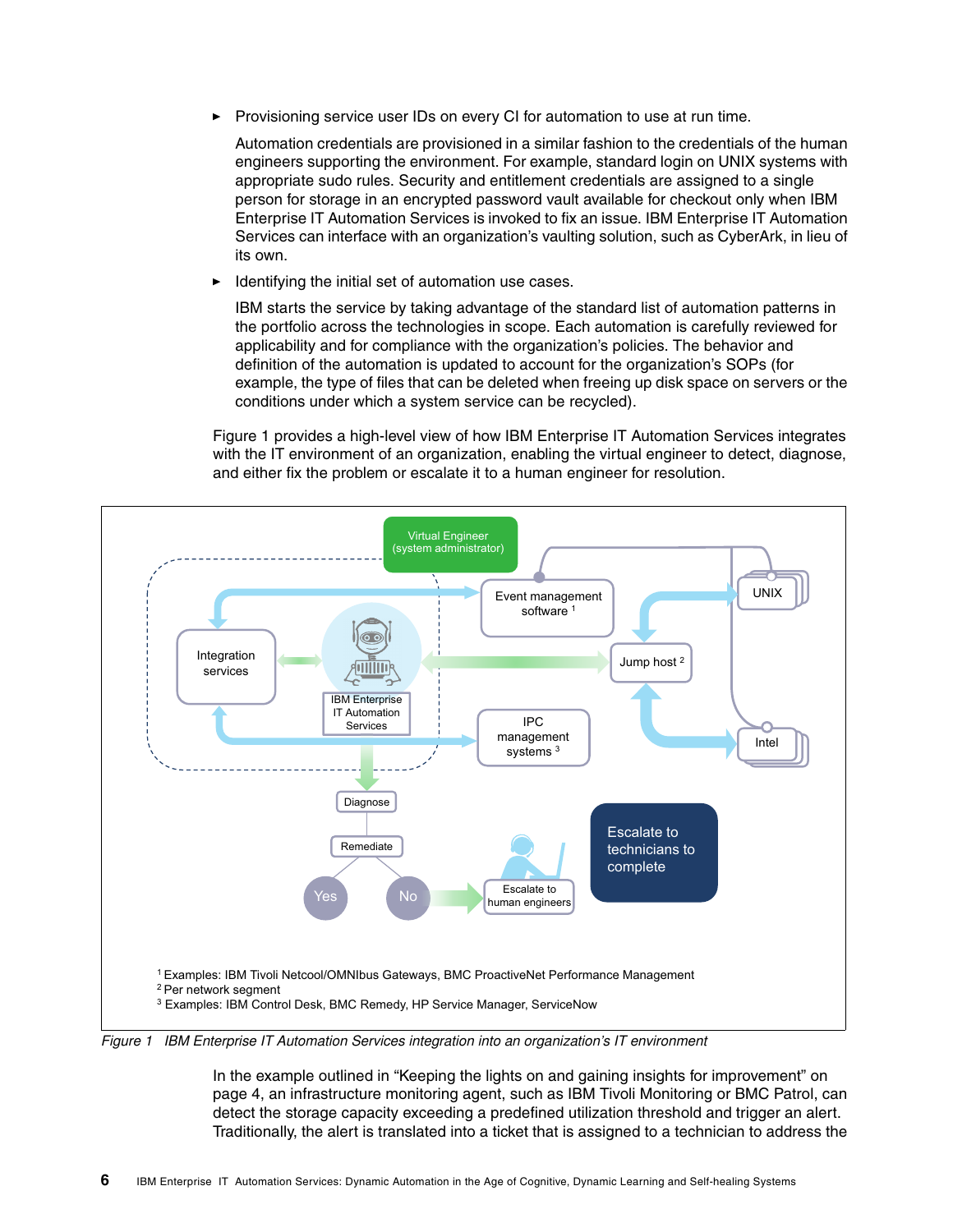- Provisioning service user IDs on every CI for automation to use at run time.

  Automation credentials are provisioned in a similar fashion to the credentials of the human engineers supporting the environment. For example, standard login on UNIX systems with appropriate sudo rules. Security and entitlement credentials are assigned to a single person for storage in an encrypted password vault available for checkout only when IBM Enterprise IT Automation Services is invoked to fix an issue. IBM Enterprise IT Automation Services can interface with an organization's vaulting solution, such as CyberArk, in lieu of its own.

- Identifying the initial set of automation use cases.

  IBM starts the service by taking advantage of the standard list of automation patterns in the portfolio across the technologies in scope. Each automation is carefully reviewed for applicability and for compliance with the organization's policies. The behavior and definition of the automation is updated to account for the organization's SOPs (for example, the type of files that can be deleted when freeing up disk space on servers or the conditions under which a system service can be recycled).

Figure 1 provides a high-level view of how IBM Enterprise IT Automation Services integrates with the IT environment of an organization, enabling the virtual engineer to detect, diagnose, and either fix the problem or escalate it to a human engineer for resolution.

[1] Examples: IBM Tivoli Netcool/OMNIbus Gateways, BMC ProactiveNet Performance Management
[2] Per network segment
[3] Examples: IBM Control Desk, BMC Remedy, HP Service Manager, ServiceNow

*Figure 1 IBM Enterprise IT Automation Services integration into an organization's IT environment*

In the example outlined in "Keeping the lights on and gaining insights for improvement" on page 4, an infrastructure monitoring agent, such as IBM Tivoli Monitoring or BMC Patrol, can detect the storage capacity exceeding a predefined utilization threshold and trigger an alert. Traditionally, the alert is translated into a ticket that is assigned to a technician to address the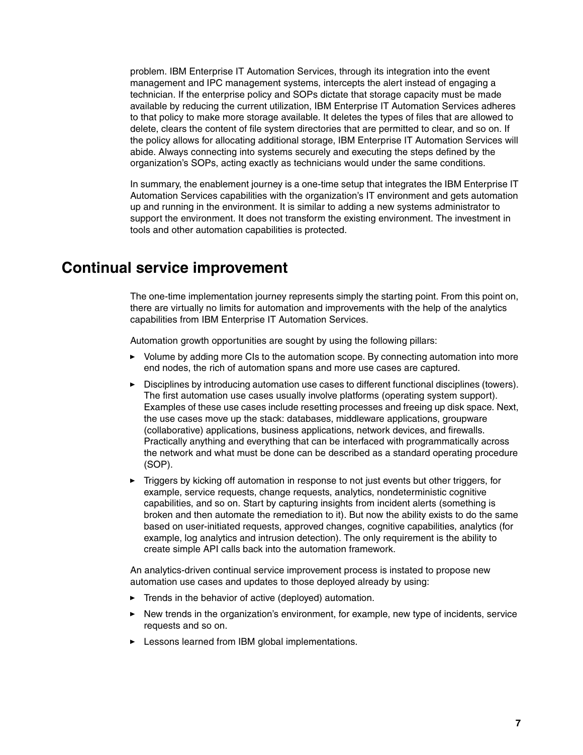problem. IBM Enterprise IT Automation Services, through its integration into the event management and IPC management systems, intercepts the alert instead of engaging a technician. If the enterprise policy and SOPs dictate that storage capacity must be made available by reducing the current utilization, IBM Enterprise IT Automation Services adheres to that policy to make more storage available. It deletes the types of files that are allowed to delete, clears the content of file system directories that are permitted to clear, and so on. If the policy allows for allocating additional storage, IBM Enterprise IT Automation Services will abide. Always connecting into systems securely and executing the steps defined by the organization's SOPs, acting exactly as technicians would under the same conditions.

In summary, the enablement journey is a one-time setup that integrates the IBM Enterprise IT Automation Services capabilities with the organization's IT environment and gets automation up and running in the environment. It is similar to adding a new systems administrator to support the environment. It does not transform the existing environment. The investment in tools and other automation capabilities is protected.

## Continual service improvement

The one-time implementation journey represents simply the starting point. From this point on, there are virtually no limits for automation and improvements with the help of the analytics capabilities from IBM Enterprise IT Automation Services.

Automation growth opportunities are sought by using the following pillars:

- Volume by adding more CIs to the automation scope. By connecting automation into more end nodes, the rich of automation spans and more use cases are captured.
- Disciplines by introducing automation use cases to different functional disciplines (towers). The first automation use cases usually involve platforms (operating system support). Examples of these use cases include resetting processes and freeing up disk space. Next, the use cases move up the stack: databases, middleware applications, groupware (collaborative) applications, business applications, network devices, and firewalls. Practically anything and everything that can be interfaced with programmatically across the network and what must be done can be described as a standard operating procedure (SOP).
- Triggers by kicking off automation in response to not just events but other triggers, for example, service requests, change requests, analytics, nondeterministic cognitive capabilities, and so on. Start by capturing insights from incident alerts (something is broken and then automate the remediation to it). But now the ability exists to do the same based on user-initiated requests, approved changes, cognitive capabilities, analytics (for example, log analytics and intrusion detection). The only requirement is the ability to create simple API calls back into the automation framework.

An analytics-driven continual service improvement process is instated to propose new automation use cases and updates to those deployed already by using:

- Trends in the behavior of active (deployed) automation.
- New trends in the organization's environment, for example, new type of incidents, service requests and so on.
- Lessons learned from IBM global implementations.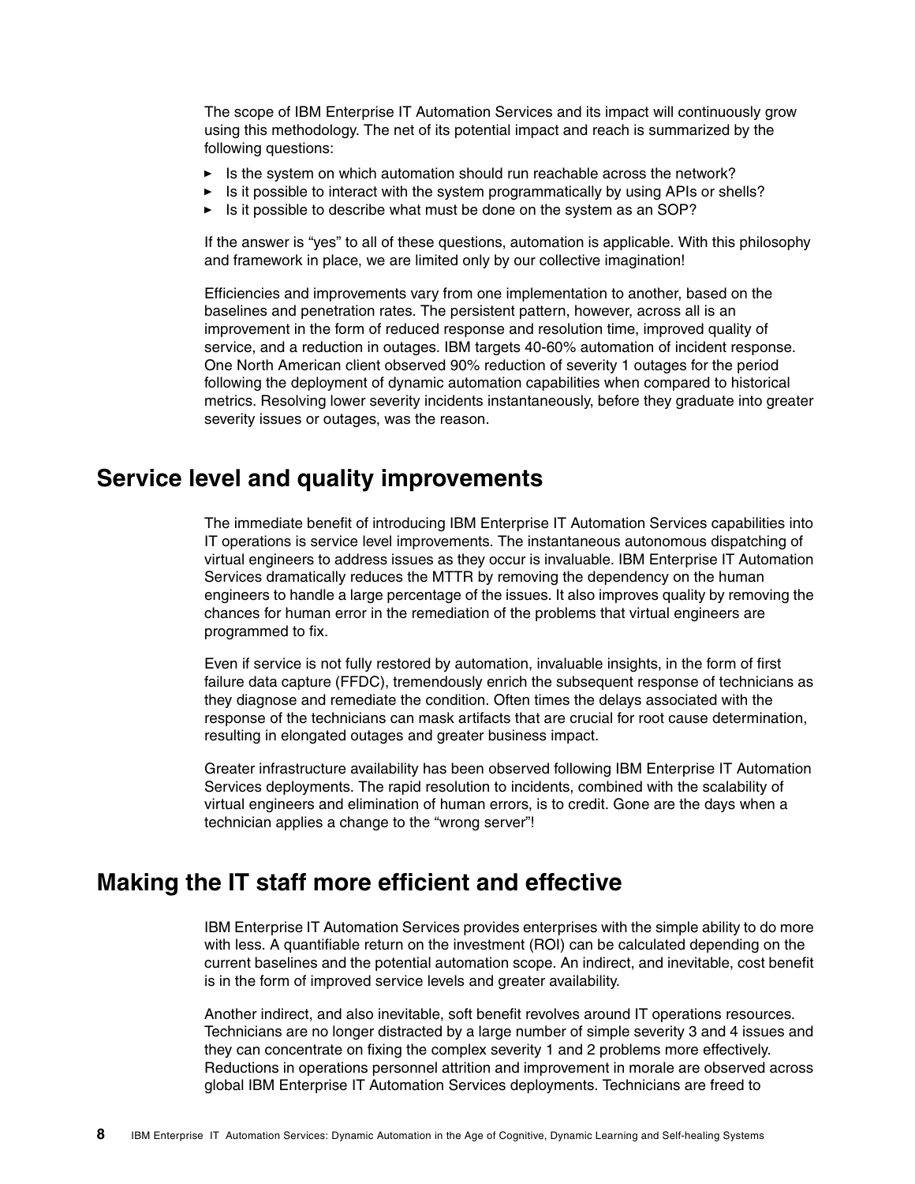The scope of IBM Enterprise IT Automation Services and its impact will continuously grow using this methodology. The net of its potential impact and reach is summarized by the following questions:

- Is the system on which automation should run reachable across the network?
- Is it possible to interact with the system programmatically by using APIs or shells?
- Is it possible to describe what must be done on the system as an SOP?

If the answer is "yes" to all of these questions, automation is applicable. With this philosophy and framework in place, we are limited only by our collective imagination!

Efficiencies and improvements vary from one implementation to another, based on the baselines and penetration rates. The persistent pattern, however, across all is an improvement in the form of reduced response and resolution time, improved quality of service, and a reduction in outages. IBM targets 40-60% automation of incident response. One North American client observed 90% reduction of severity 1 outages for the period following the deployment of dynamic automation capabilities when compared to historical metrics. Resolving lower severity incidents instantaneously, before they graduate into greater severity issues or outages, was the reason.

## Service level and quality improvements

The immediate benefit of introducing IBM Enterprise IT Automation Services capabilities into IT operations is service level improvements. The instantaneous autonomous dispatching of virtual engineers to address issues as they occur is invaluable. IBM Enterprise IT Automation Services dramatically reduces the MTTR by removing the dependency on the human engineers to handle a large percentage of the issues. It also improves quality by removing the chances for human error in the remediation of the problems that virtual engineers are programmed to fix.

Even if service is not fully restored by automation, invaluable insights, in the form of first failure data capture (FFDC), tremendously enrich the subsequent response of technicians as they diagnose and remediate the condition. Often times the delays associated with the response of the technicians can mask artifacts that are crucial for root cause determination, resulting in elongated outages and greater business impact.

Greater infrastructure availability has been observed following IBM Enterprise IT Automation Services deployments. The rapid resolution to incidents, combined with the scalability of virtual engineers and elimination of human errors, is to credit. Gone are the days when a technician applies a change to the "wrong server"!

## Making the IT staff more efficient and effective

IBM Enterprise IT Automation Services provides enterprises with the simple ability to do more with less. A quantifiable return on the investment (ROI) can be calculated depending on the current baselines and the potential automation scope. An indirect, and inevitable, cost benefit is in the form of improved service levels and greater availability.

Another indirect, and also inevitable, soft benefit revolves around IT operations resources. Technicians are no longer distracted by a large number of simple severity 3 and 4 issues and they can concentrate on fixing the complex severity 1 and 2 problems more effectively. Reductions in operations personnel attrition and improvement in morale are observed across global IBM Enterprise IT Automation Services deployments. Technicians are freed to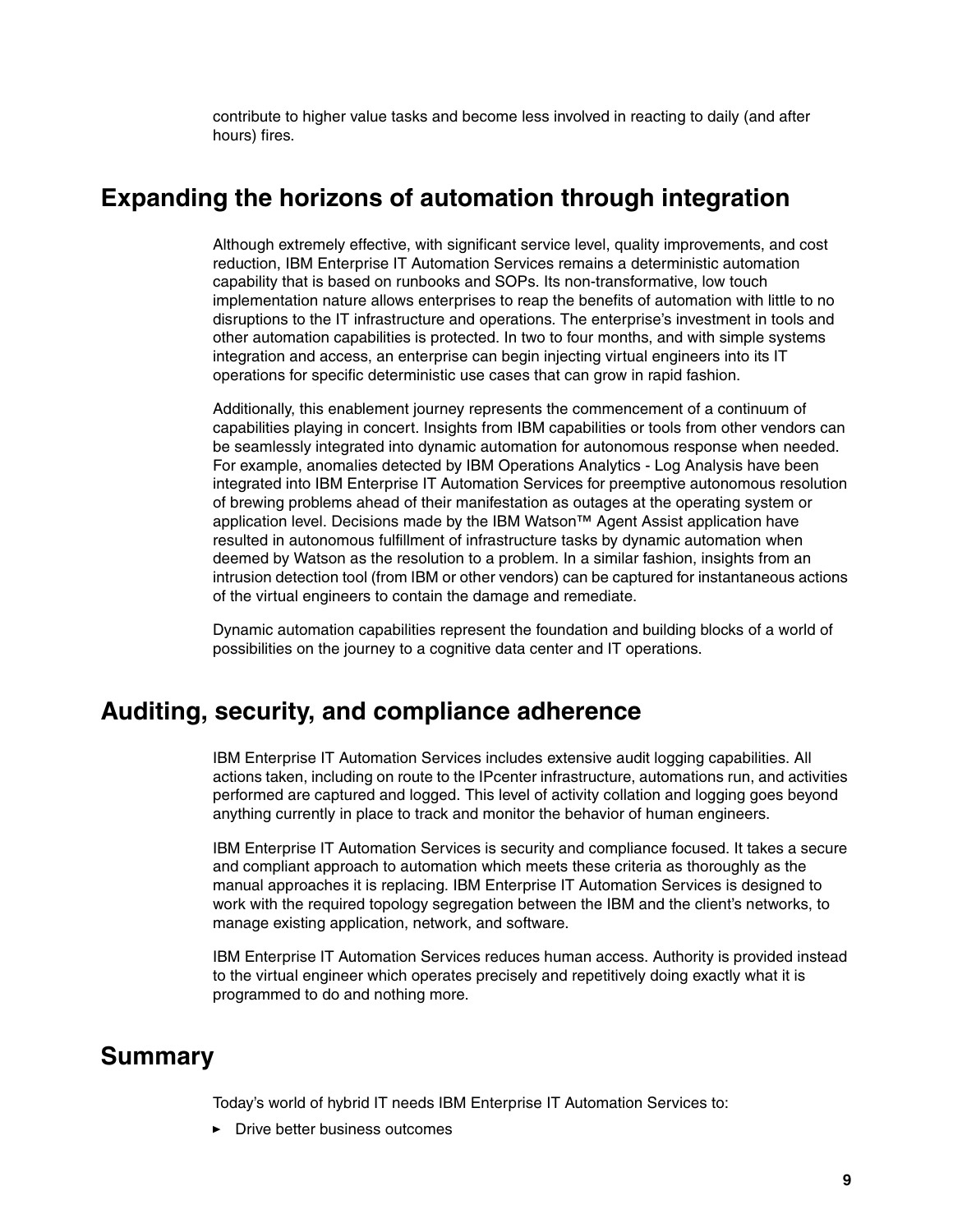contribute to higher value tasks and become less involved in reacting to daily (and after hours) fires.

## Expanding the horizons of automation through integration

Although extremely effective, with significant service level, quality improvements, and cost reduction, IBM Enterprise IT Automation Services remains a deterministic automation capability that is based on runbooks and SOPs. Its non-transformative, low touch implementation nature allows enterprises to reap the benefits of automation with little to no disruptions to the IT infrastructure and operations. The enterprise's investment in tools and other automation capabilities is protected. In two to four months, and with simple systems integration and access, an enterprise can begin injecting virtual engineers into its IT operations for specific deterministic use cases that can grow in rapid fashion.

Additionally, this enablement journey represents the commencement of a continuum of capabilities playing in concert. Insights from IBM capabilities or tools from other vendors can be seamlessly integrated into dynamic automation for autonomous response when needed. For example, anomalies detected by IBM Operations Analytics - Log Analysis have been integrated into IBM Enterprise IT Automation Services for preemptive autonomous resolution of brewing problems ahead of their manifestation as outages at the operating system or application level. Decisions made by the IBM Watson™ Agent Assist application have resulted in autonomous fulfillment of infrastructure tasks by dynamic automation when deemed by Watson as the resolution to a problem. In a similar fashion, insights from an intrusion detection tool (from IBM or other vendors) can be captured for instantaneous actions of the virtual engineers to contain the damage and remediate.

Dynamic automation capabilities represent the foundation and building blocks of a world of possibilities on the journey to a cognitive data center and IT operations.

## Auditing, security, and compliance adherence

IBM Enterprise IT Automation Services includes extensive audit logging capabilities. All actions taken, including on route to the IPcenter infrastructure, automations run, and activities performed are captured and logged. This level of activity collation and logging goes beyond anything currently in place to track and monitor the behavior of human engineers.

IBM Enterprise IT Automation Services is security and compliance focused. It takes a secure and compliant approach to automation which meets these criteria as thoroughly as the manual approaches it is replacing. IBM Enterprise IT Automation Services is designed to work with the required topology segregation between the IBM and the client's networks, to manage existing application, network, and software.

IBM Enterprise IT Automation Services reduces human access. Authority is provided instead to the virtual engineer which operates precisely and repetitively doing exactly what it is programmed to do and nothing more.

## Summary

Today's world of hybrid IT needs IBM Enterprise IT Automation Services to:

- Drive better business outcomes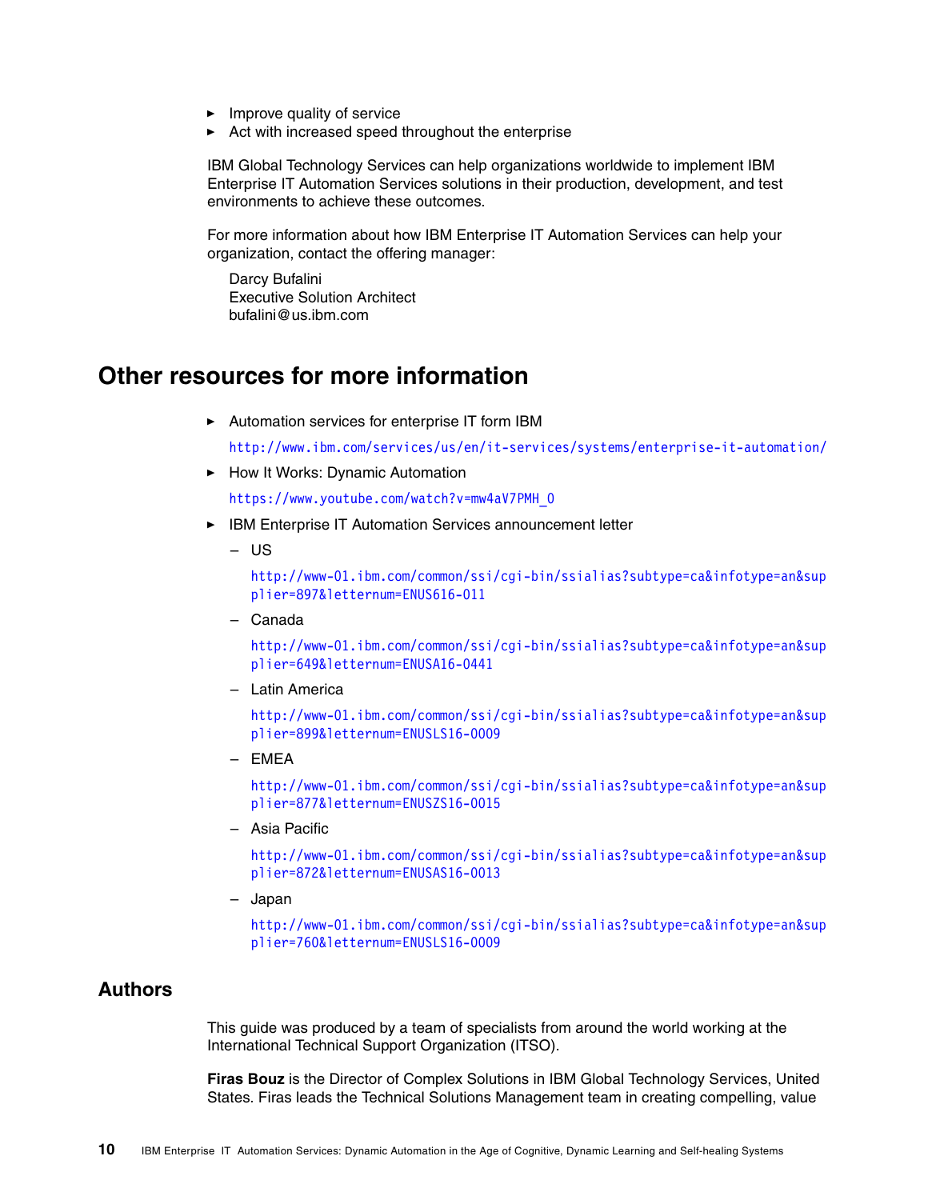- Improve quality of service
- Act with increased speed throughout the enterprise

IBM Global Technology Services can help organizations worldwide to implement IBM Enterprise IT Automation Services solutions in their production, development, and test environments to achieve these outcomes.

For more information about how IBM Enterprise IT Automation Services can help your organization, contact the offering manager:

Darcy Bufalini
Executive Solution Architect
bufalini@us.ibm.com

## Other resources for more information

- Automation services for enterprise IT form IBM

  http://www.ibm.com/services/us/en/it-services/systems/enterprise-it-automation/

- How It Works: Dynamic Automation

  https://www.youtube.com/watch?v=mw4aV7PMH_0

- IBM Enterprise IT Automation Services announcement letter
  - US

    http://www-01.ibm.com/common/ssi/cgi-bin/ssialias?subtype=ca&infotype=an&supplier=897&letternum=ENUS616-011

  - Canada

    http://www-01.ibm.com/common/ssi/cgi-bin/ssialias?subtype=ca&infotype=an&supplier=649&letternum=ENUSA16-0441

  - Latin America

    http://www-01.ibm.com/common/ssi/cgi-bin/ssialias?subtype=ca&infotype=an&supplier=899&letternum=ENUSLS16-0009

  - EMEA

    http://www-01.ibm.com/common/ssi/cgi-bin/ssialias?subtype=ca&infotype=an&supplier=877&letternum=ENUSZS16-0015

  - Asia Pacific

    http://www-01.ibm.com/common/ssi/cgi-bin/ssialias?subtype=ca&infotype=an&supplier=872&letternum=ENUSAS16-0013

  - Japan

    http://www-01.ibm.com/common/ssi/cgi-bin/ssialias?subtype=ca&infotype=an&supplier=760&letternum=ENUSLS16-0009

### Authors

This guide was produced by a team of specialists from around the world working at the International Technical Support Organization (ITSO).

**Firas Bouz** is the Director of Complex Solutions in IBM Global Technology Services, United States. Firas leads the Technical Solutions Management team in creating compelling, value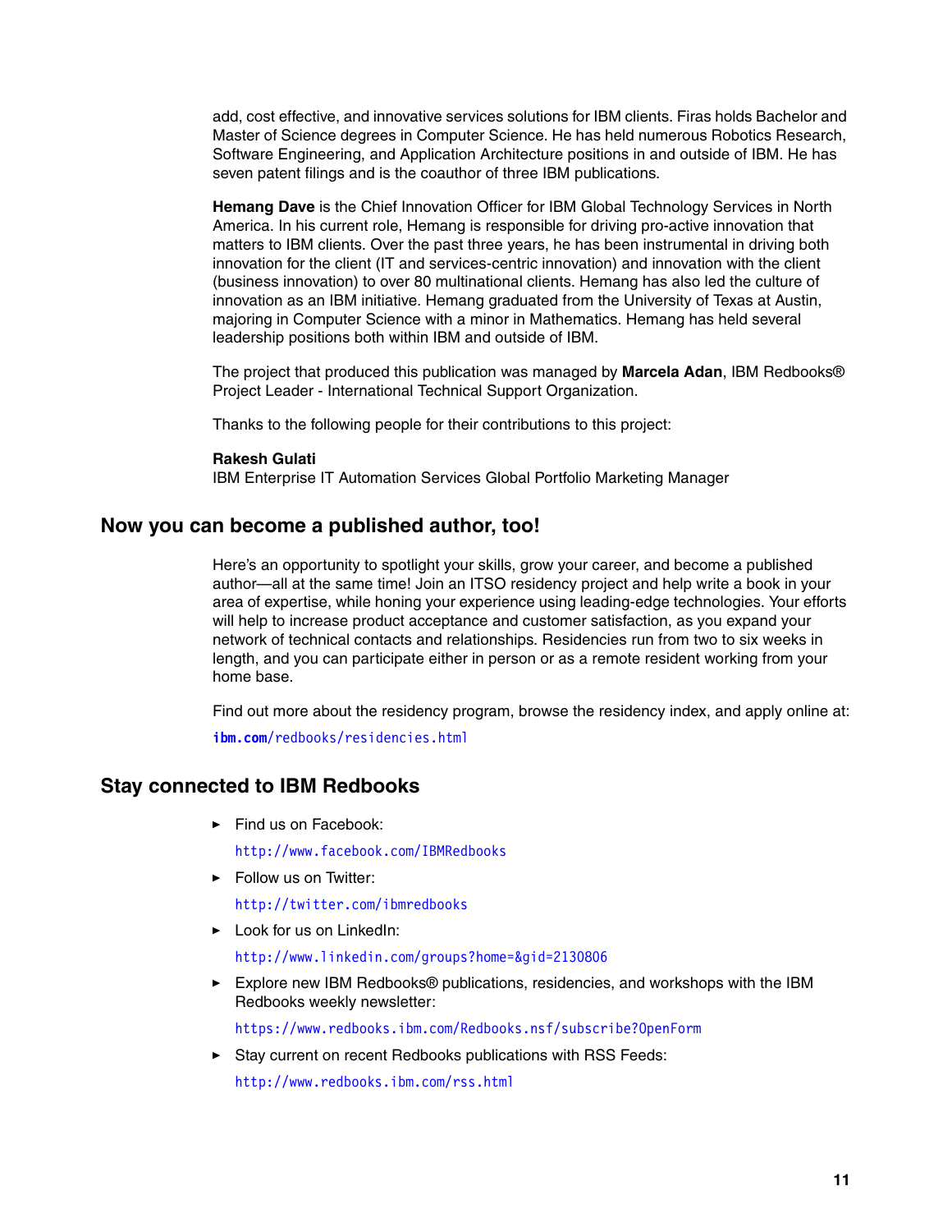add, cost effective, and innovative services solutions for IBM clients. Firas holds Bachelor and Master of Science degrees in Computer Science. He has held numerous Robotics Research, Software Engineering, and Application Architecture positions in and outside of IBM. He has seven patent filings and is the coauthor of three IBM publications.

**Hemang Dave** is the Chief Innovation Officer for IBM Global Technology Services in North America. In his current role, Hemang is responsible for driving pro-active innovation that matters to IBM clients. Over the past three years, he has been instrumental in driving both innovation for the client (IT and services-centric innovation) and innovation with the client (business innovation) to over 80 multinational clients. Hemang has also led the culture of innovation as an IBM initiative. Hemang graduated from the University of Texas at Austin, majoring in Computer Science with a minor in Mathematics. Hemang has held several leadership positions both within IBM and outside of IBM.

The project that produced this publication was managed by **Marcela Adan**, IBM Redbooks® Project Leader - International Technical Support Organization.

Thanks to the following people for their contributions to this project:

**Rakesh Gulati**
IBM Enterprise IT Automation Services Global Portfolio Marketing Manager

## Now you can become a published author, too!

Here's an opportunity to spotlight your skills, grow your career, and become a published author—all at the same time! Join an ITSO residency project and help write a book in your area of expertise, while honing your experience using leading-edge technologies. Your efforts will help to increase product acceptance and customer satisfaction, as you expand your network of technical contacts and relationships. Residencies run from two to six weeks in length, and you can participate either in person or as a remote resident working from your home base.

Find out more about the residency program, browse the residency index, and apply online at:

**ibm.com**/redbooks/residencies.html

## Stay connected to IBM Redbooks

- Find us on Facebook:

  http://www.facebook.com/IBMRedbooks

- Follow us on Twitter:

  http://twitter.com/ibmredbooks

- Look for us on LinkedIn:

  http://www.linkedin.com/groups?home=&gid=2130806

- Explore new IBM Redbooks® publications, residencies, and workshops with the IBM Redbooks weekly newsletter:

  https://www.redbooks.ibm.com/Redbooks.nsf/subscribe?OpenForm

- Stay current on recent Redbooks publications with RSS Feeds:

  http://www.redbooks.ibm.com/rss.html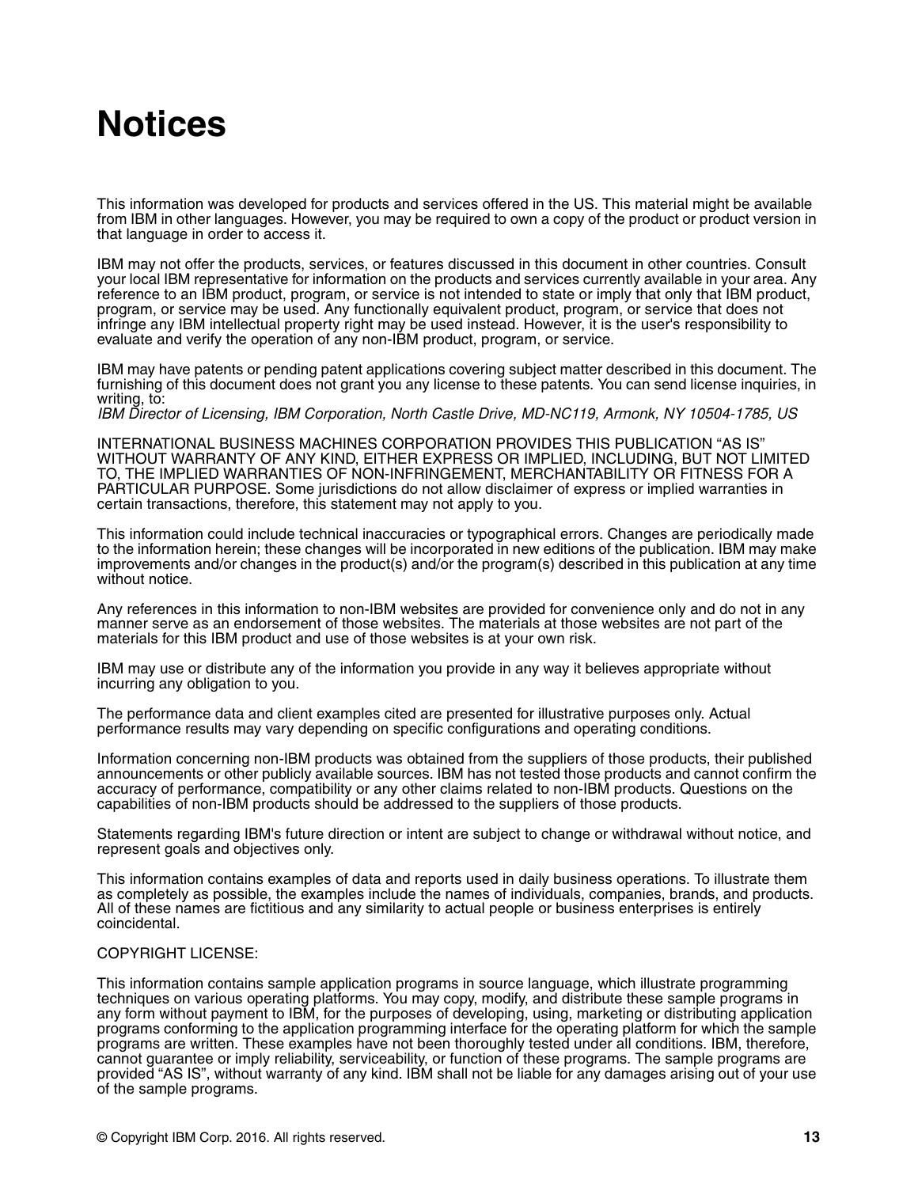# Notices

This information was developed for products and services offered in the US. This material might be available from IBM in other languages. However, you may be required to own a copy of the product or product version in that language in order to access it.

IBM may not offer the products, services, or features discussed in this document in other countries. Consult your local IBM representative for information on the products and services currently available in your area. Any reference to an IBM product, program, or service is not intended to state or imply that only that IBM product, program, or service may be used. Any functionally equivalent product, program, or service that does not infringe any IBM intellectual property right may be used instead. However, it is the user's responsibility to evaluate and verify the operation of any non-IBM product, program, or service.

IBM may have patents or pending patent applications covering subject matter described in this document. The furnishing of this document does not grant you any license to these patents. You can send license inquiries, in writing, to:
*IBM Director of Licensing, IBM Corporation, North Castle Drive, MD-NC119, Armonk, NY 10504-1785, US*

INTERNATIONAL BUSINESS MACHINES CORPORATION PROVIDES THIS PUBLICATION "AS IS" WITHOUT WARRANTY OF ANY KIND, EITHER EXPRESS OR IMPLIED, INCLUDING, BUT NOT LIMITED TO, THE IMPLIED WARRANTIES OF NON-INFRINGEMENT, MERCHANTABILITY OR FITNESS FOR A PARTICULAR PURPOSE. Some jurisdictions do not allow disclaimer of express or implied warranties in certain transactions, therefore, this statement may not apply to you.

This information could include technical inaccuracies or typographical errors. Changes are periodically made to the information herein; these changes will be incorporated in new editions of the publication. IBM may make improvements and/or changes in the product(s) and/or the program(s) described in this publication at any time without notice.

Any references in this information to non-IBM websites are provided for convenience only and do not in any manner serve as an endorsement of those websites. The materials at those websites are not part of the materials for this IBM product and use of those websites is at your own risk.

IBM may use or distribute any of the information you provide in any way it believes appropriate without incurring any obligation to you.

The performance data and client examples cited are presented for illustrative purposes only. Actual performance results may vary depending on specific configurations and operating conditions.

Information concerning non-IBM products was obtained from the suppliers of those products, their published announcements or other publicly available sources. IBM has not tested those products and cannot confirm the accuracy of performance, compatibility or any other claims related to non-IBM products. Questions on the capabilities of non-IBM products should be addressed to the suppliers of those products.

Statements regarding IBM's future direction or intent are subject to change or withdrawal without notice, and represent goals and objectives only.

This information contains examples of data and reports used in daily business operations. To illustrate them as completely as possible, the examples include the names of individuals, companies, brands, and products. All of these names are fictitious and any similarity to actual people or business enterprises is entirely coincidental.

COPYRIGHT LICENSE:

This information contains sample application programs in source language, which illustrate programming techniques on various operating platforms. You may copy, modify, and distribute these sample programs in any form without payment to IBM, for the purposes of developing, using, marketing or distributing application programs conforming to the application programming interface for the operating platform for which the sample programs are written. These examples have not been thoroughly tested under all conditions. IBM, therefore, cannot guarantee or imply reliability, serviceability, or function of these programs. The sample programs are provided "AS IS", without warranty of any kind. IBM shall not be liable for any damages arising out of your use of the sample programs.

© Copyright IBM Corp. 2016. All rights reserved.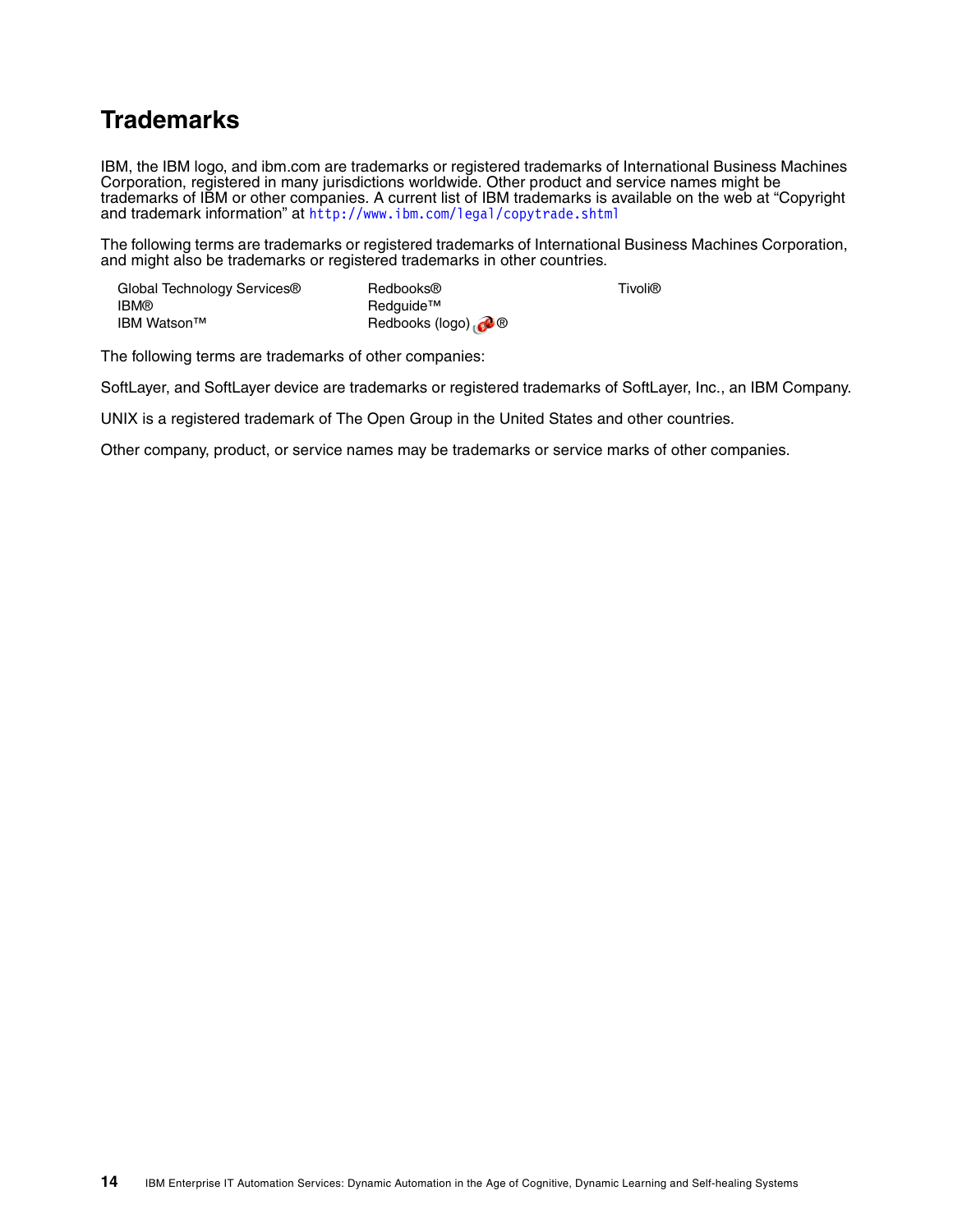# Trademarks

IBM, the IBM logo, and ibm.com are trademarks or registered trademarks of International Business Machines Corporation, registered in many jurisdictions worldwide. Other product and service names might be trademarks of IBM or other companies. A current list of IBM trademarks is available on the web at "Copyright and trademark information" at http://www.ibm.com/legal/copytrade.shtml

The following terms are trademarks or registered trademarks of International Business Machines Corporation, and might also be trademarks or registered trademarks in other countries.

Global Technology Services®
IBM®
IBM Watson™
Redbooks®
Redguide™
Redbooks (logo) ®
Tivoli®

The following terms are trademarks of other companies:

SoftLayer, and SoftLayer device are trademarks or registered trademarks of SoftLayer, Inc., an IBM Company.

UNIX is a registered trademark of The Open Group in the United States and other countries.

Other company, product, or service names may be trademarks or service marks of other companies.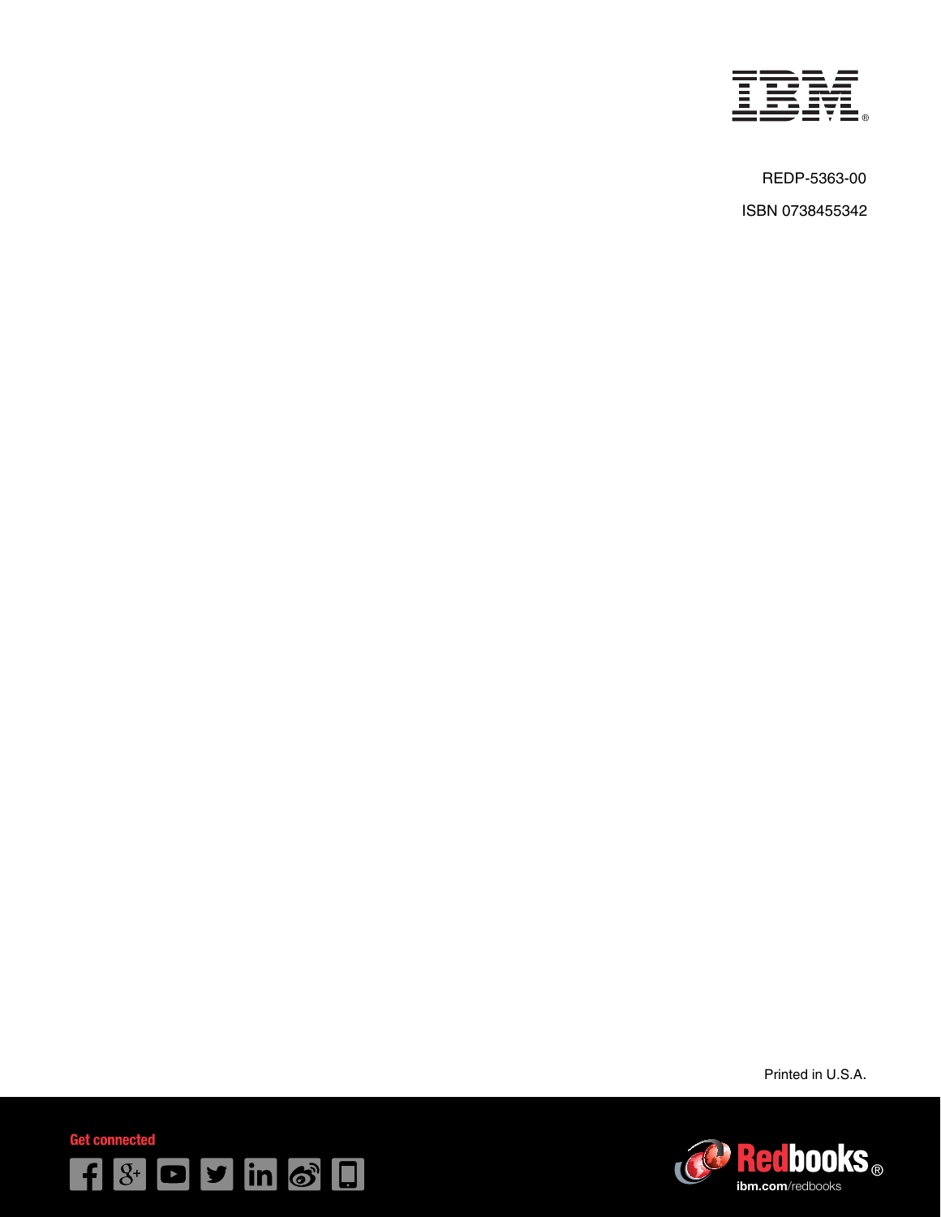REDP-5363-00

ISBN 0738455342

Printed in U.S.A.

Get connected

Redbooks®

ibm.com/redbooks